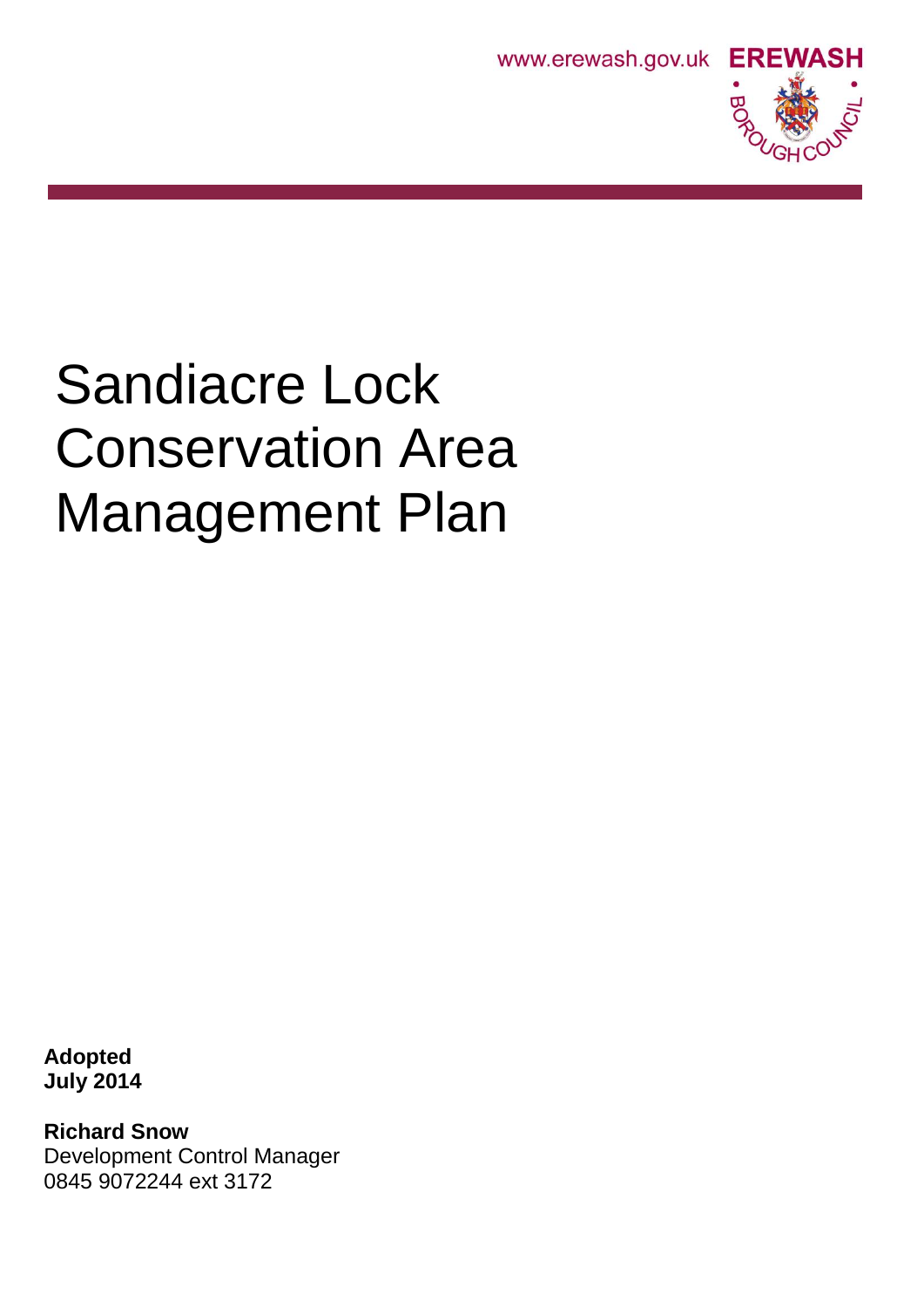www.erewash.gov.uk **EREWASH** BOROUGH COUNCIL

# Sandiacre Lock Conservation Area Management Plan

**Adopted**
**July 2014**

**Richard Snow**
Development Control Manager
0845 9072244 ext 3172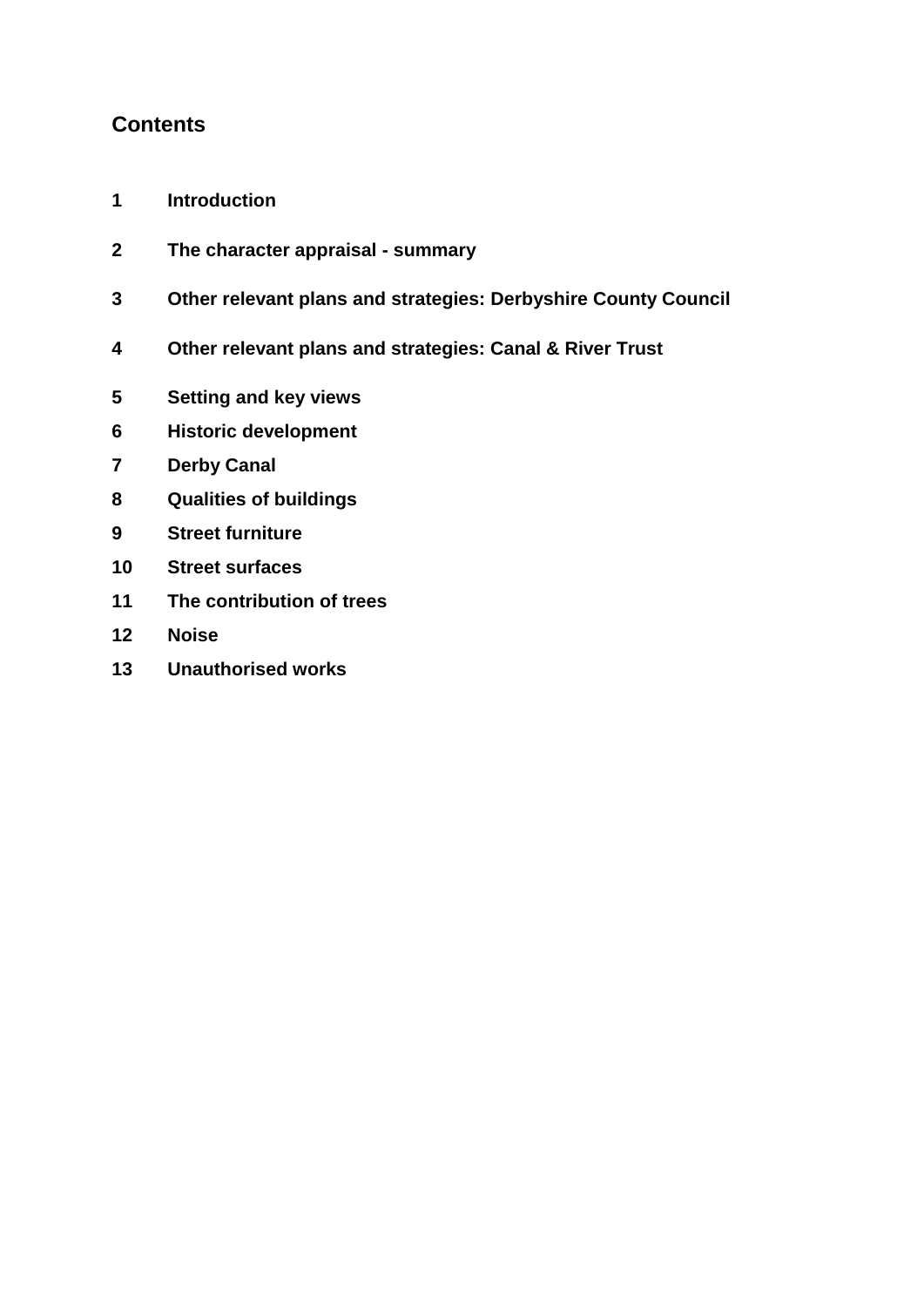## Contents

**1 Introduction**

**2 The character appraisal - summary**

**3 Other relevant plans and strategies: Derbyshire County Council**

**4 Other relevant plans and strategies: Canal & River Trust**

**5 Setting and key views**

**6 Historic development**

**7 Derby Canal**

**8 Qualities of buildings**

**9 Street furniture**

**10 Street surfaces**

**11 The contribution of trees**

**12 Noise**

**13 Unauthorised works**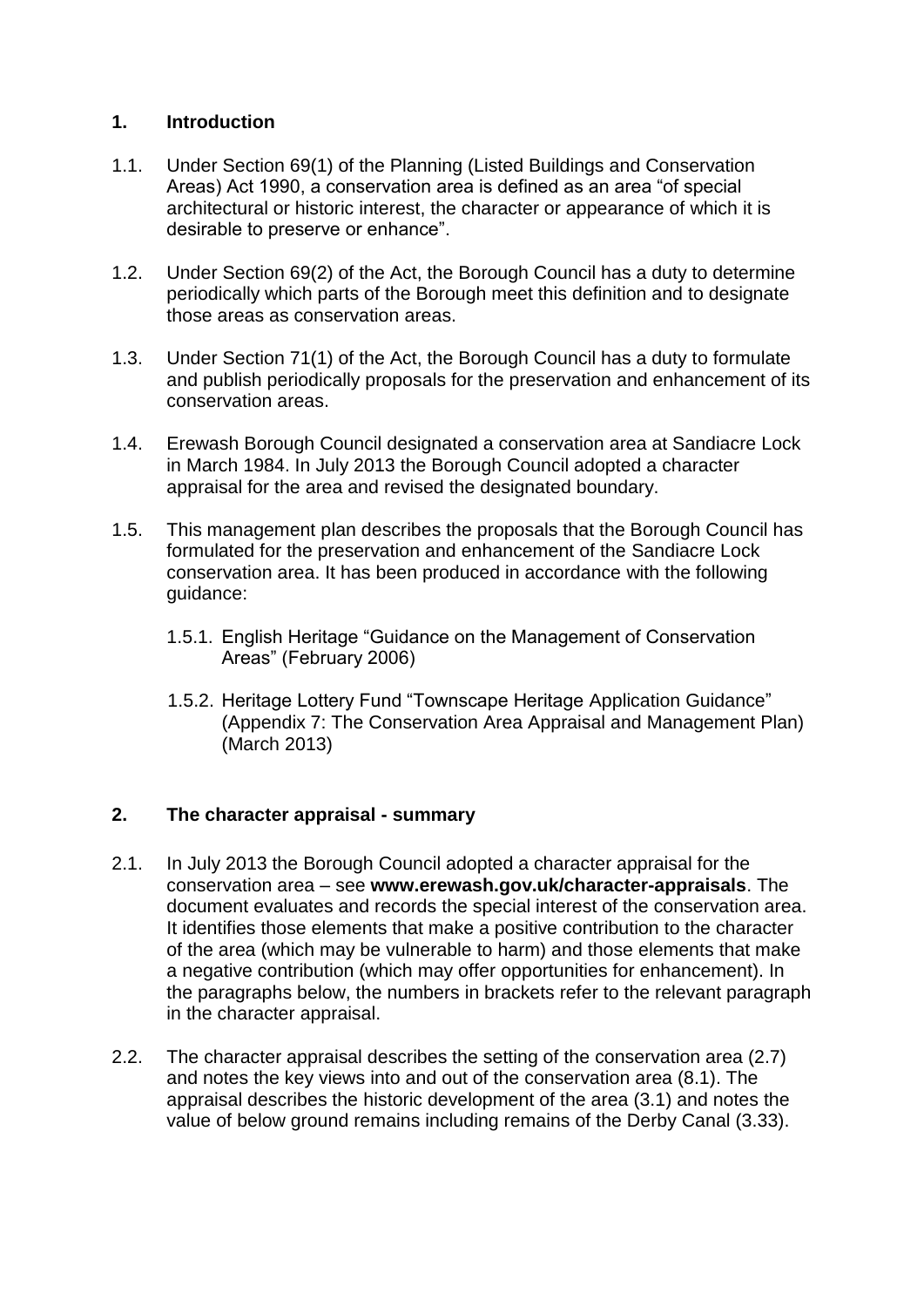## 1. Introduction

1.1. Under Section 69(1) of the Planning (Listed Buildings and Conservation Areas) Act 1990, a conservation area is defined as an area "of special architectural or historic interest, the character or appearance of which it is desirable to preserve or enhance".

1.2. Under Section 69(2) of the Act, the Borough Council has a duty to determine periodically which parts of the Borough meet this definition and to designate those areas as conservation areas.

1.3. Under Section 71(1) of the Act, the Borough Council has a duty to formulate and publish periodically proposals for the preservation and enhancement of its conservation areas.

1.4. Erewash Borough Council designated a conservation area at Sandiacre Lock in March 1984. In July 2013 the Borough Council adopted a character appraisal for the area and revised the designated boundary.

1.5. This management plan describes the proposals that the Borough Council has formulated for the preservation and enhancement of the Sandiacre Lock conservation area. It has been produced in accordance with the following guidance:

  1.5.1. English Heritage "Guidance on the Management of Conservation Areas" (February 2006)

  1.5.2. Heritage Lottery Fund "Townscape Heritage Application Guidance" (Appendix 7: The Conservation Area Appraisal and Management Plan) (March 2013)

## 2. The character appraisal - summary

2.1. In July 2013 the Borough Council adopted a character appraisal for the conservation area – see **www.erewash.gov.uk/character-appraisals**. The document evaluates and records the special interest of the conservation area. It identifies those elements that make a positive contribution to the character of the area (which may be vulnerable to harm) and those elements that make a negative contribution (which may offer opportunities for enhancement). In the paragraphs below, the numbers in brackets refer to the relevant paragraph in the character appraisal.

2.2. The character appraisal describes the setting of the conservation area (2.7) and notes the key views into and out of the conservation area (8.1). The appraisal describes the historic development of the area (3.1) and notes the value of below ground remains including remains of the Derby Canal (3.33).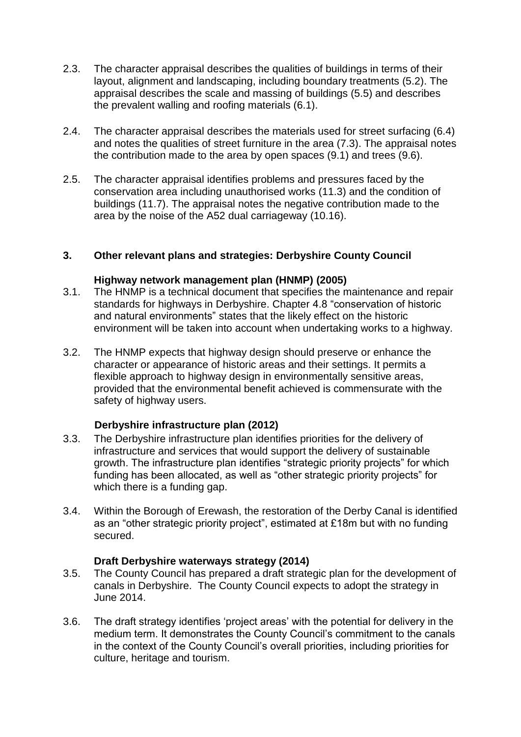2.3. The character appraisal describes the qualities of buildings in terms of their layout, alignment and landscaping, including boundary treatments (5.2). The appraisal describes the scale and massing of buildings (5.5) and describes the prevalent walling and roofing materials (6.1).

2.4. The character appraisal describes the materials used for street surfacing (6.4) and notes the qualities of street furniture in the area (7.3). The appraisal notes the contribution made to the area by open spaces (9.1) and trees (9.6).

2.5. The character appraisal identifies problems and pressures faced by the conservation area including unauthorised works (11.3) and the condition of buildings (11.7). The appraisal notes the negative contribution made to the area by the noise of the A52 dual carriageway (10.16).

## 3. Other relevant plans and strategies: Derbyshire County Council

### Highway network management plan (HNMP) (2005)

3.1. The HNMP is a technical document that specifies the maintenance and repair standards for highways in Derbyshire. Chapter 4.8 "conservation of historic and natural environments" states that the likely effect on the historic environment will be taken into account when undertaking works to a highway.

3.2. The HNMP expects that highway design should preserve or enhance the character or appearance of historic areas and their settings. It permits a flexible approach to highway design in environmentally sensitive areas, provided that the environmental benefit achieved is commensurate with the safety of highway users.

### Derbyshire infrastructure plan (2012)

3.3. The Derbyshire infrastructure plan identifies priorities for the delivery of infrastructure and services that would support the delivery of sustainable growth. The infrastructure plan identifies "strategic priority projects" for which funding has been allocated, as well as "other strategic priority projects" for which there is a funding gap.

3.4. Within the Borough of Erewash, the restoration of the Derby Canal is identified as an "other strategic priority project", estimated at £18m but with no funding secured.

### Draft Derbyshire waterways strategy (2014)

3.5. The County Council has prepared a draft strategic plan for the development of canals in Derbyshire. The County Council expects to adopt the strategy in June 2014.

3.6. The draft strategy identifies 'project areas' with the potential for delivery in the medium term. It demonstrates the County Council's commitment to the canals in the context of the County Council's overall priorities, including priorities for culture, heritage and tourism.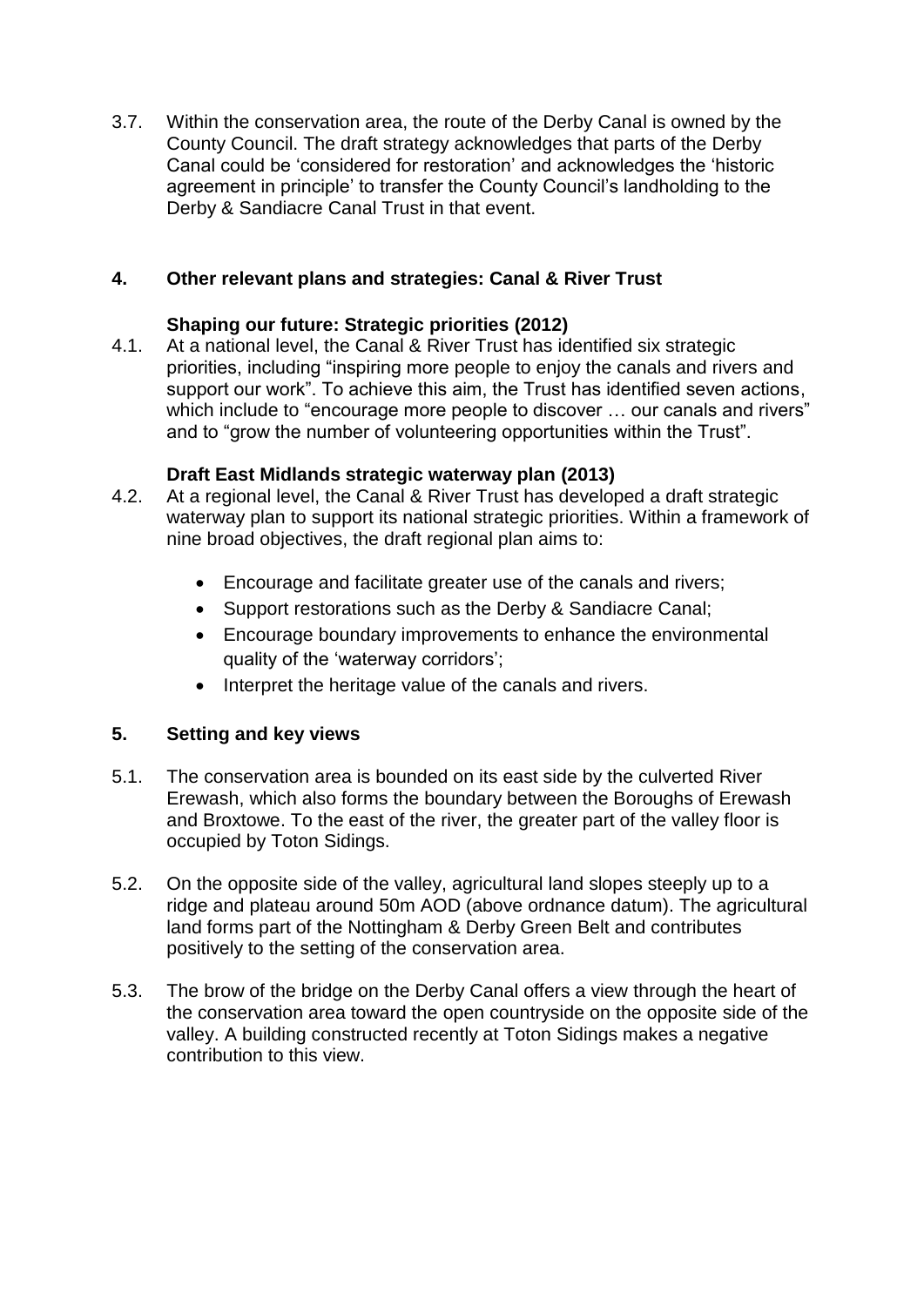3.7. Within the conservation area, the route of the Derby Canal is owned by the County Council. The draft strategy acknowledges that parts of the Derby Canal could be 'considered for restoration' and acknowledges the 'historic agreement in principle' to transfer the County Council's landholding to the Derby & Sandiacre Canal Trust in that event.

## 4. Other relevant plans and strategies: Canal & River Trust

### Shaping our future: Strategic priorities (2012)

4.1. At a national level, the Canal & River Trust has identified six strategic priorities, including "inspiring more people to enjoy the canals and rivers and support our work". To achieve this aim, the Trust has identified seven actions, which include to "encourage more people to discover … our canals and rivers" and to "grow the number of volunteering opportunities within the Trust".

### Draft East Midlands strategic waterway plan (2013)

4.2. At a regional level, the Canal & River Trust has developed a draft strategic waterway plan to support its national strategic priorities. Within a framework of nine broad objectives, the draft regional plan aims to:

- Encourage and facilitate greater use of the canals and rivers;
- Support restorations such as the Derby & Sandiacre Canal;
- Encourage boundary improvements to enhance the environmental quality of the 'waterway corridors';
- Interpret the heritage value of the canals and rivers.

## 5. Setting and key views

5.1. The conservation area is bounded on its east side by the culverted River Erewash, which also forms the boundary between the Boroughs of Erewash and Broxtowe. To the east of the river, the greater part of the valley floor is occupied by Toton Sidings.

5.2. On the opposite side of the valley, agricultural land slopes steeply up to a ridge and plateau around 50m AOD (above ordnance datum). The agricultural land forms part of the Nottingham & Derby Green Belt and contributes positively to the setting of the conservation area.

5.3. The brow of the bridge on the Derby Canal offers a view through the heart of the conservation area toward the open countryside on the opposite side of the valley. A building constructed recently at Toton Sidings makes a negative contribution to this view.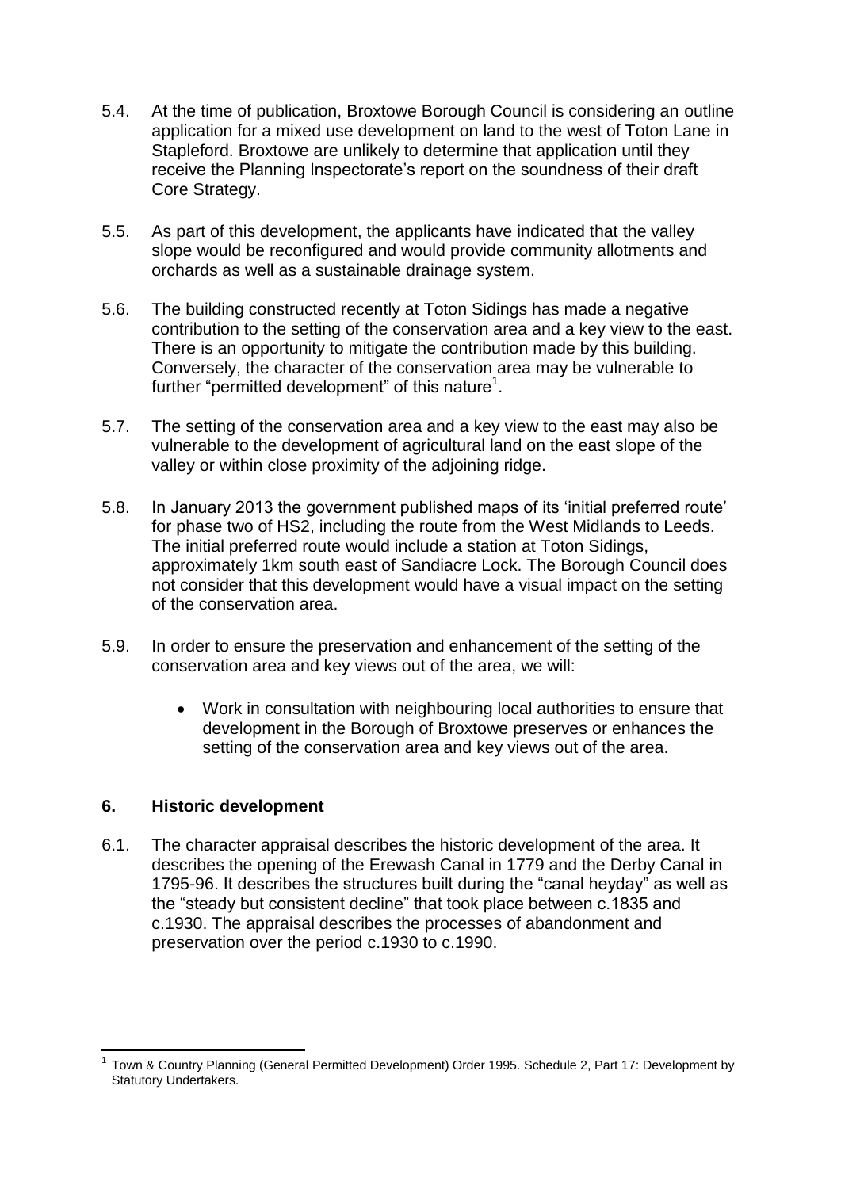5.4. At the time of publication, Broxtowe Borough Council is considering an outline application for a mixed use development on land to the west of Toton Lane in Stapleford. Broxtowe are unlikely to determine that application until they receive the Planning Inspectorate's report on the soundness of their draft Core Strategy.

5.5. As part of this development, the applicants have indicated that the valley slope would be reconfigured and would provide community allotments and orchards as well as a sustainable drainage system.

5.6. The building constructed recently at Toton Sidings has made a negative contribution to the setting of the conservation area and a key view to the east. There is an opportunity to mitigate the contribution made by this building. Conversely, the character of the conservation area may be vulnerable to further "permitted development" of this nature[1].

5.7. The setting of the conservation area and a key view to the east may also be vulnerable to the development of agricultural land on the east slope of the valley or within close proximity of the adjoining ridge.

5.8. In January 2013 the government published maps of its 'initial preferred route' for phase two of HS2, including the route from the West Midlands to Leeds. The initial preferred route would include a station at Toton Sidings, approximately 1km south east of Sandiacre Lock. The Borough Council does not consider that this development would have a visual impact on the setting of the conservation area.

5.9. In order to ensure the preservation and enhancement of the setting of the conservation area and key views out of the area, we will:

- Work in consultation with neighbouring local authorities to ensure that development in the Borough of Broxtowe preserves or enhances the setting of the conservation area and key views out of the area.

## 6. Historic development

6.1. The character appraisal describes the historic development of the area. It describes the opening of the Erewash Canal in 1779 and the Derby Canal in 1795-96. It describes the structures built during the "canal heyday" as well as the "steady but consistent decline" that took place between c.1835 and c.1930. The appraisal describes the processes of abandonment and preservation over the period c.1930 to c.1990.

---

[1] Town & Country Planning (General Permitted Development) Order 1995. Schedule 2, Part 17: Development by Statutory Undertakers.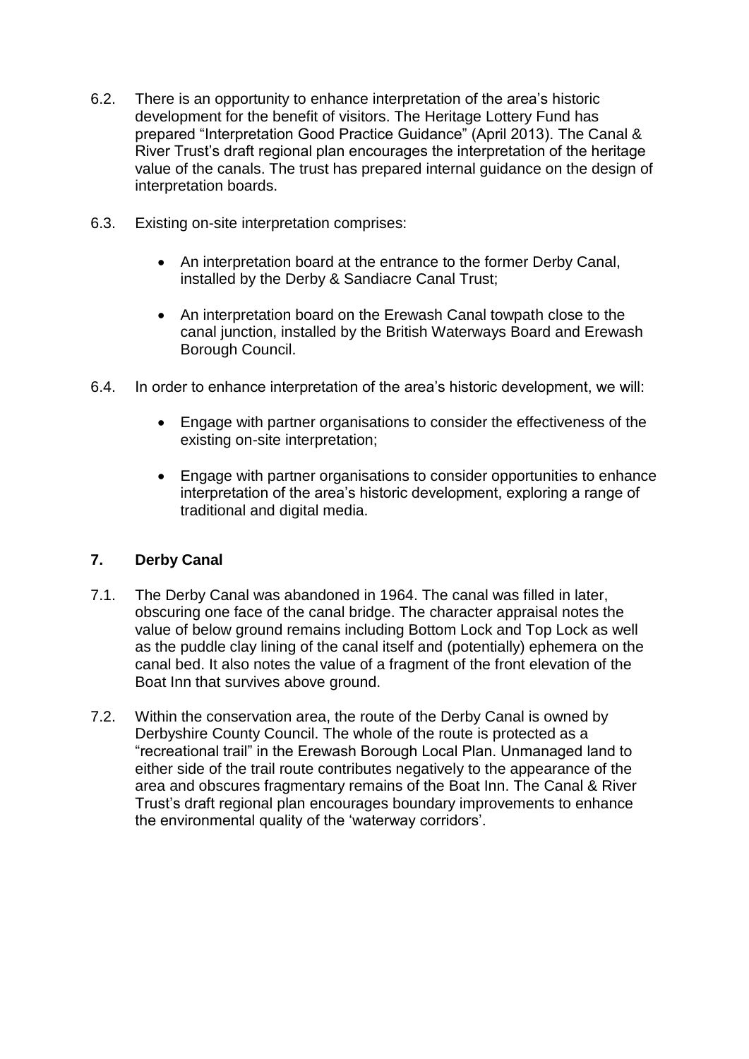6.2. There is an opportunity to enhance interpretation of the area's historic development for the benefit of visitors. The Heritage Lottery Fund has prepared "Interpretation Good Practice Guidance" (April 2013). The Canal & River Trust's draft regional plan encourages the interpretation of the heritage value of the canals. The trust has prepared internal guidance on the design of interpretation boards.

6.3. Existing on-site interpretation comprises:

- An interpretation board at the entrance to the former Derby Canal, installed by the Derby & Sandiacre Canal Trust;

- An interpretation board on the Erewash Canal towpath close to the canal junction, installed by the British Waterways Board and Erewash Borough Council.

6.4. In order to enhance interpretation of the area's historic development, we will:

- Engage with partner organisations to consider the effectiveness of the existing on-site interpretation;

- Engage with partner organisations to consider opportunities to enhance interpretation of the area's historic development, exploring a range of traditional and digital media.

## 7. Derby Canal

7.1. The Derby Canal was abandoned in 1964. The canal was filled in later, obscuring one face of the canal bridge. The character appraisal notes the value of below ground remains including Bottom Lock and Top Lock as well as the puddle clay lining of the canal itself and (potentially) ephemera on the canal bed. It also notes the value of a fragment of the front elevation of the Boat Inn that survives above ground.

7.2. Within the conservation area, the route of the Derby Canal is owned by Derbyshire County Council. The whole of the route is protected as a "recreational trail" in the Erewash Borough Local Plan. Unmanaged land to either side of the trail route contributes negatively to the appearance of the area and obscures fragmentary remains of the Boat Inn. The Canal & River Trust's draft regional plan encourages boundary improvements to enhance the environmental quality of the 'waterway corridors'.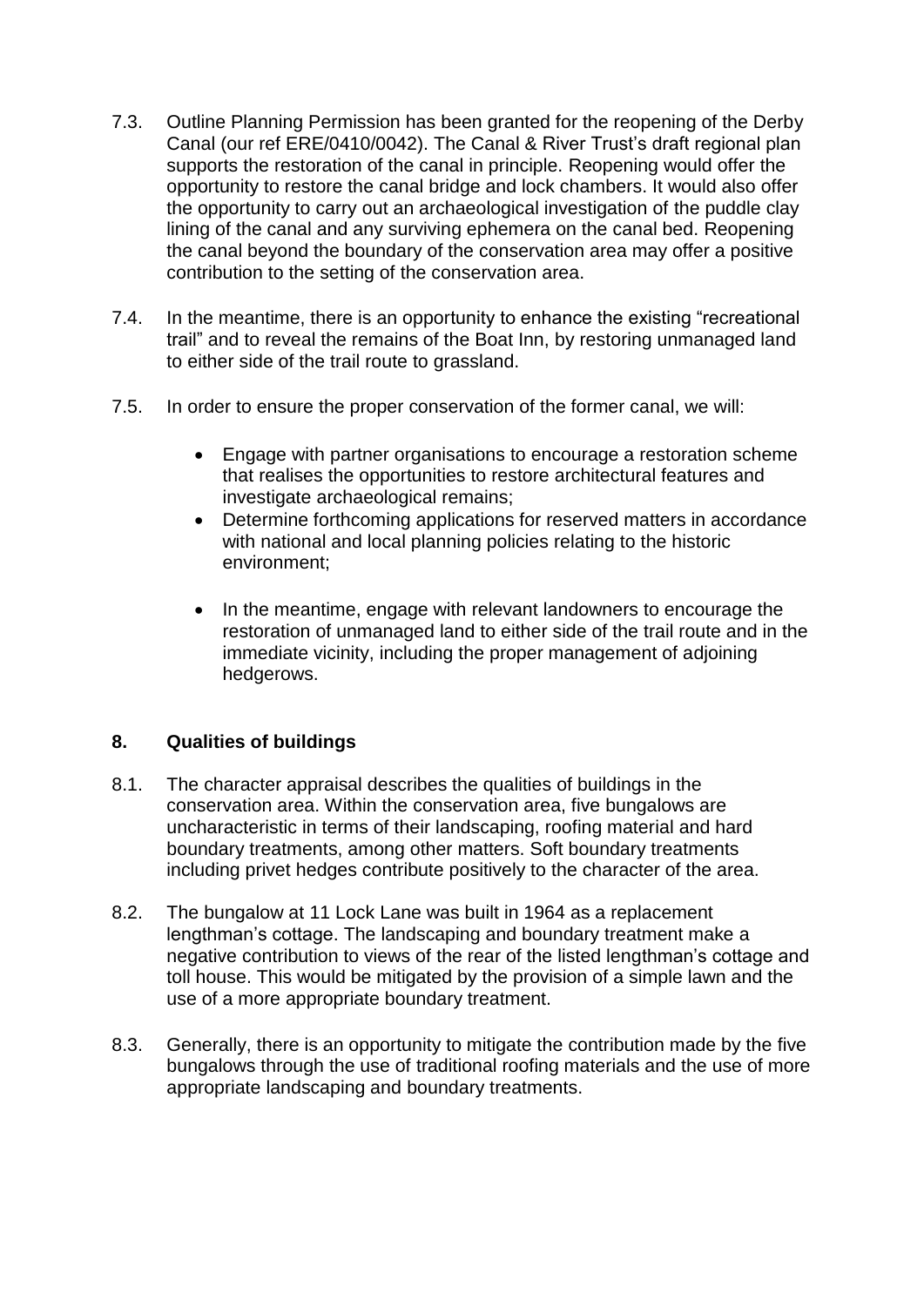7.3. Outline Planning Permission has been granted for the reopening of the Derby Canal (our ref ERE/0410/0042). The Canal & River Trust's draft regional plan supports the restoration of the canal in principle. Reopening would offer the opportunity to restore the canal bridge and lock chambers. It would also offer the opportunity to carry out an archaeological investigation of the puddle clay lining of the canal and any surviving ephemera on the canal bed. Reopening the canal beyond the boundary of the conservation area may offer a positive contribution to the setting of the conservation area.

7.4. In the meantime, there is an opportunity to enhance the existing "recreational trail" and to reveal the remains of the Boat Inn, by restoring unmanaged land to either side of the trail route to grassland.

7.5. In order to ensure the proper conservation of the former canal, we will:

- Engage with partner organisations to encourage a restoration scheme that realises the opportunities to restore architectural features and investigate archaeological remains;
- Determine forthcoming applications for reserved matters in accordance with national and local planning policies relating to the historic environment;
- In the meantime, engage with relevant landowners to encourage the restoration of unmanaged land to either side of the trail route and in the immediate vicinity, including the proper management of adjoining hedgerows.

## 8. Qualities of buildings

8.1. The character appraisal describes the qualities of buildings in the conservation area. Within the conservation area, five bungalows are uncharacteristic in terms of their landscaping, roofing material and hard boundary treatments, among other matters. Soft boundary treatments including privet hedges contribute positively to the character of the area.

8.2. The bungalow at 11 Lock Lane was built in 1964 as a replacement lengthman's cottage. The landscaping and boundary treatment make a negative contribution to views of the rear of the listed lengthman's cottage and toll house. This would be mitigated by the provision of a simple lawn and the use of a more appropriate boundary treatment.

8.3. Generally, there is an opportunity to mitigate the contribution made by the five bungalows through the use of traditional roofing materials and the use of more appropriate landscaping and boundary treatments.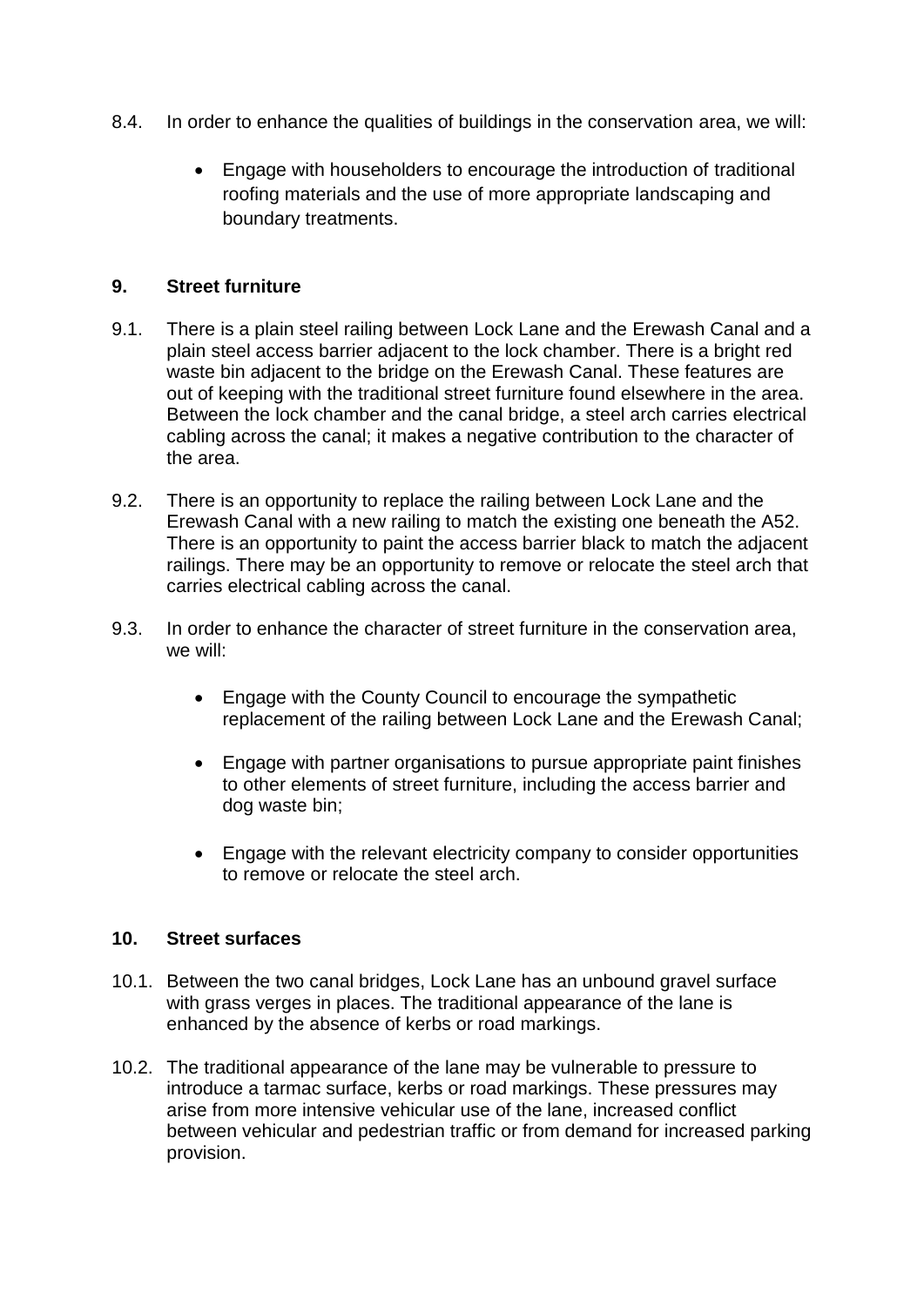8.4. In order to enhance the qualities of buildings in the conservation area, we will:

- Engage with householders to encourage the introduction of traditional roofing materials and the use of more appropriate landscaping and boundary treatments.

## 9. Street furniture

9.1. There is a plain steel railing between Lock Lane and the Erewash Canal and a plain steel access barrier adjacent to the lock chamber. There is a bright red waste bin adjacent to the bridge on the Erewash Canal. These features are out of keeping with the traditional street furniture found elsewhere in the area. Between the lock chamber and the canal bridge, a steel arch carries electrical cabling across the canal; it makes a negative contribution to the character of the area.

9.2. There is an opportunity to replace the railing between Lock Lane and the Erewash Canal with a new railing to match the existing one beneath the A52. There is an opportunity to paint the access barrier black to match the adjacent railings. There may be an opportunity to remove or relocate the steel arch that carries electrical cabling across the canal.

9.3. In order to enhance the character of street furniture in the conservation area, we will:

- Engage with the County Council to encourage the sympathetic replacement of the railing between Lock Lane and the Erewash Canal;
- Engage with partner organisations to pursue appropriate paint finishes to other elements of street furniture, including the access barrier and dog waste bin;
- Engage with the relevant electricity company to consider opportunities to remove or relocate the steel arch.

## 10. Street surfaces

10.1. Between the two canal bridges, Lock Lane has an unbound gravel surface with grass verges in places. The traditional appearance of the lane is enhanced by the absence of kerbs or road markings.

10.2. The traditional appearance of the lane may be vulnerable to pressure to introduce a tarmac surface, kerbs or road markings. These pressures may arise from more intensive vehicular use of the lane, increased conflict between vehicular and pedestrian traffic or from demand for increased parking provision.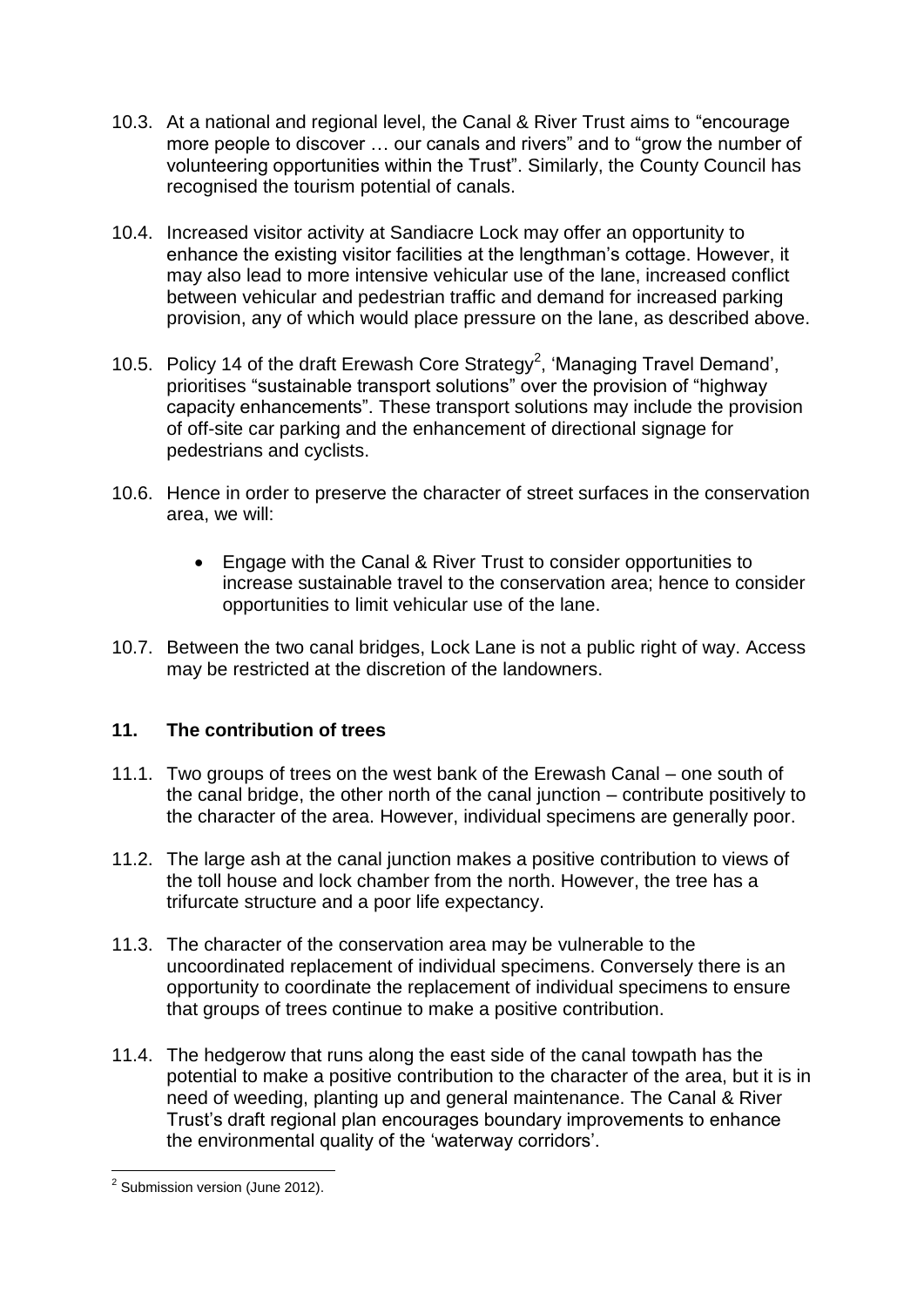10.3. At a national and regional level, the Canal & River Trust aims to "encourage more people to discover … our canals and rivers" and to "grow the number of volunteering opportunities within the Trust". Similarly, the County Council has recognised the tourism potential of canals.

10.4. Increased visitor activity at Sandiacre Lock may offer an opportunity to enhance the existing visitor facilities at the lengthman's cottage. However, it may also lead to more intensive vehicular use of the lane, increased conflict between vehicular and pedestrian traffic and demand for increased parking provision, any of which would place pressure on the lane, as described above.

10.5. Policy 14 of the draft Erewash Core Strategy[2], 'Managing Travel Demand', prioritises "sustainable transport solutions" over the provision of "highway capacity enhancements". These transport solutions may include the provision of off-site car parking and the enhancement of directional signage for pedestrians and cyclists.

10.6. Hence in order to preserve the character of street surfaces in the conservation area, we will:

- Engage with the Canal & River Trust to consider opportunities to increase sustainable travel to the conservation area; hence to consider opportunities to limit vehicular use of the lane.

10.7. Between the two canal bridges, Lock Lane is not a public right of way. Access may be restricted at the discretion of the landowners.

## 11. The contribution of trees

11.1. Two groups of trees on the west bank of the Erewash Canal – one south of the canal bridge, the other north of the canal junction – contribute positively to the character of the area. However, individual specimens are generally poor.

11.2. The large ash at the canal junction makes a positive contribution to views of the toll house and lock chamber from the north. However, the tree has a trifurcate structure and a poor life expectancy.

11.3. The character of the conservation area may be vulnerable to the uncoordinated replacement of individual specimens. Conversely there is an opportunity to coordinate the replacement of individual specimens to ensure that groups of trees continue to make a positive contribution.

11.4. The hedgerow that runs along the east side of the canal towpath has the potential to make a positive contribution to the character of the area, but it is in need of weeding, planting up and general maintenance. The Canal & River Trust's draft regional plan encourages boundary improvements to enhance the environmental quality of the 'waterway corridors'.

---

[2] Submission version (June 2012).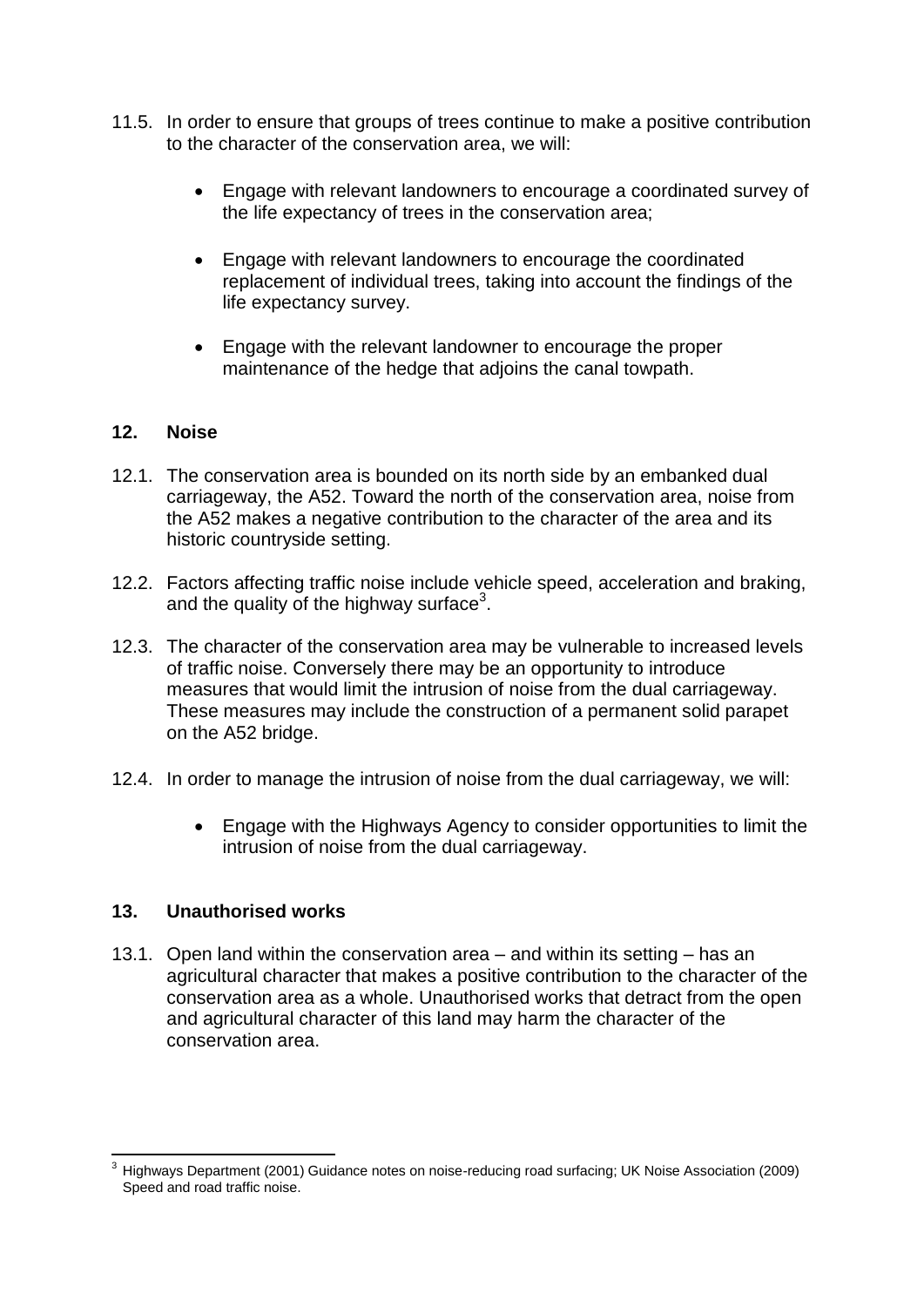11.5. In order to ensure that groups of trees continue to make a positive contribution to the character of the conservation area, we will:

- Engage with relevant landowners to encourage a coordinated survey of the life expectancy of trees in the conservation area;
- Engage with relevant landowners to encourage the coordinated replacement of individual trees, taking into account the findings of the life expectancy survey.
- Engage with the relevant landowner to encourage the proper maintenance of the hedge that adjoins the canal towpath.

## 12. Noise

12.1. The conservation area is bounded on its north side by an embanked dual carriageway, the A52. Toward the north of the conservation area, noise from the A52 makes a negative contribution to the character of the area and its historic countryside setting.

12.2. Factors affecting traffic noise include vehicle speed, acceleration and braking, and the quality of the highway surface[3].

12.3. The character of the conservation area may be vulnerable to increased levels of traffic noise. Conversely there may be an opportunity to introduce measures that would limit the intrusion of noise from the dual carriageway. These measures may include the construction of a permanent solid parapet on the A52 bridge.

12.4. In order to manage the intrusion of noise from the dual carriageway, we will:

- Engage with the Highways Agency to consider opportunities to limit the intrusion of noise from the dual carriageway.

## 13. Unauthorised works

13.1. Open land within the conservation area – and within its setting – has an agricultural character that makes a positive contribution to the character of the conservation area as a whole. Unauthorised works that detract from the open and agricultural character of this land may harm the character of the conservation area.

---

[3] Highways Department (2001) Guidance notes on noise-reducing road surfacing; UK Noise Association (2009) Speed and road traffic noise.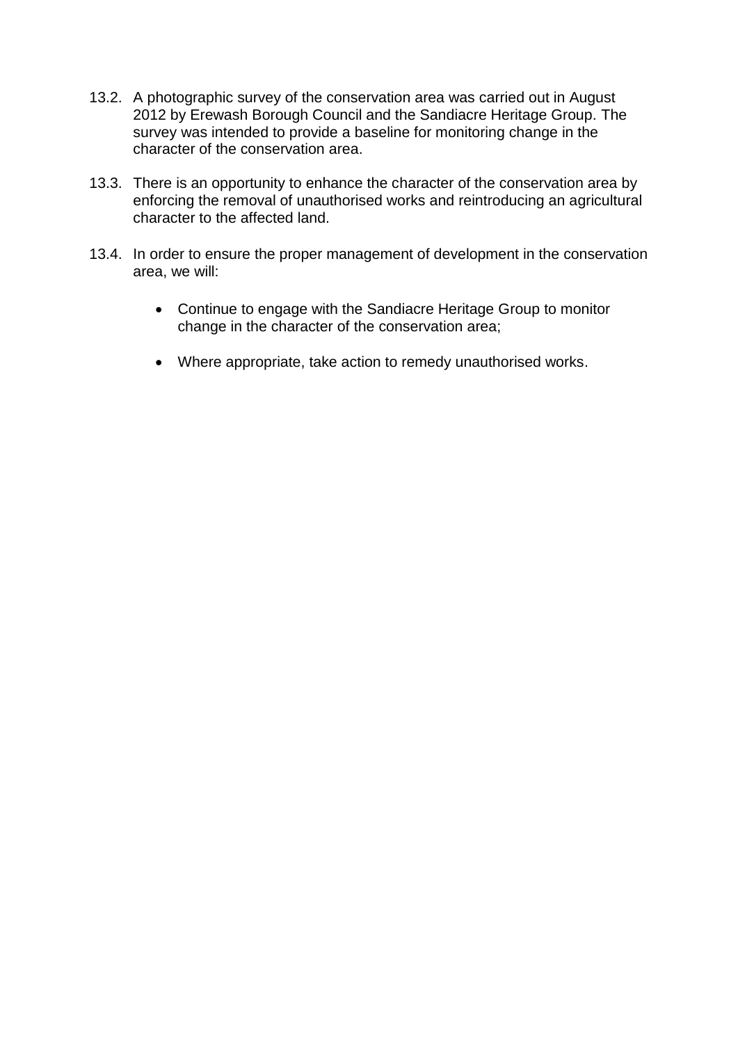13.2. A photographic survey of the conservation area was carried out in August 2012 by Erewash Borough Council and the Sandiacre Heritage Group. The survey was intended to provide a baseline for monitoring change in the character of the conservation area.

13.3. There is an opportunity to enhance the character of the conservation area by enforcing the removal of unauthorised works and reintroducing an agricultural character to the affected land.

13.4. In order to ensure the proper management of development in the conservation area, we will:

- Continue to engage with the Sandiacre Heritage Group to monitor change in the character of the conservation area;
- Where appropriate, take action to remedy unauthorised works.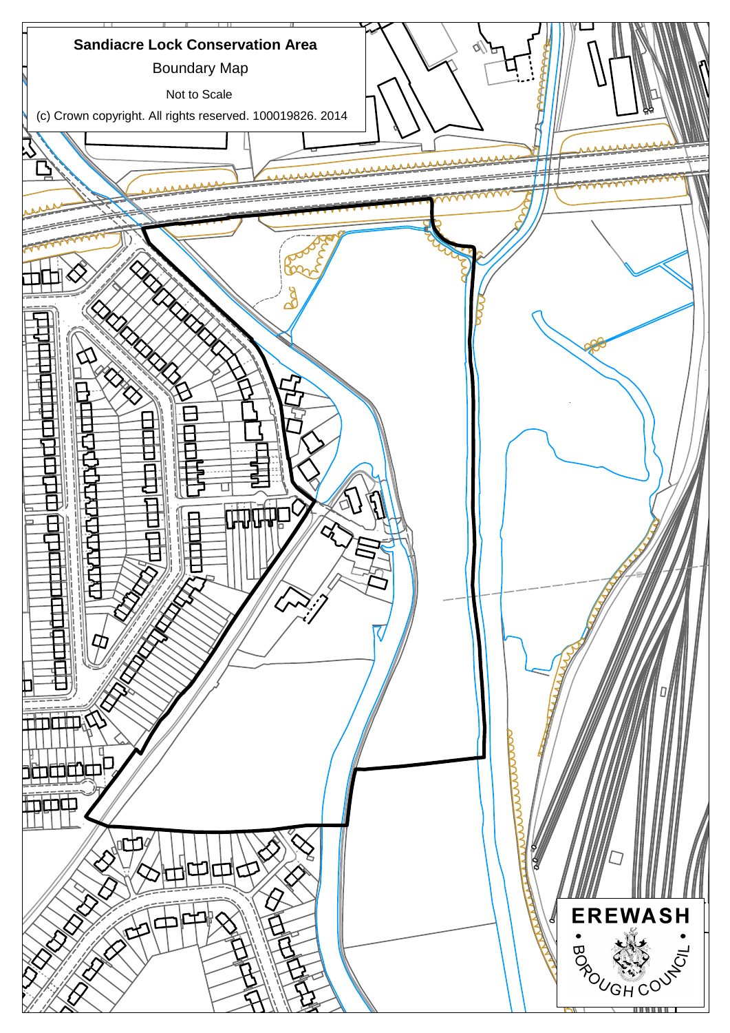# Sandiacre Lock Conservation Area

Boundary Map

Not to Scale

(c) Crown copyright. All rights reserved. 100019826. 2014

EREWASH BOROUGH COUNCIL